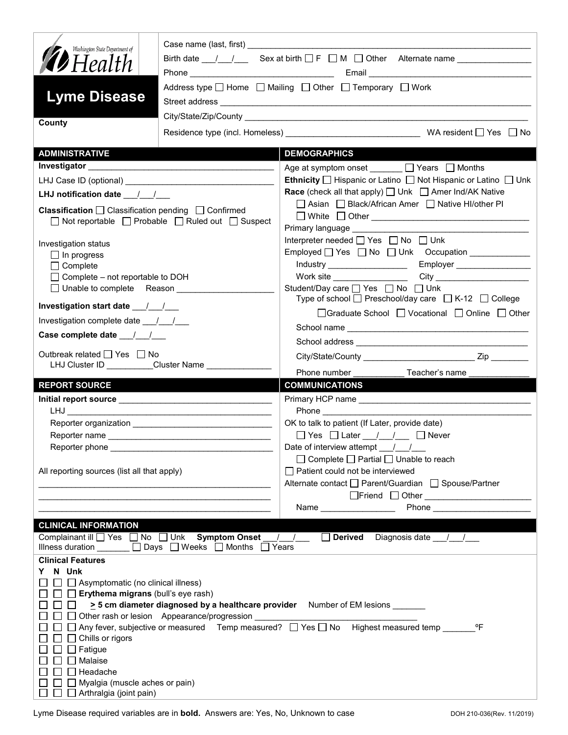Washington State Department of Health

# Lyme Disease

**County**

Case name (last, first) ______________________________

Birth date ___/___/___ Sex at birth ☐ F ☐ M ☐ Other Alternate name ______________

Phone ______________________ Email ______________________

Address type ☐ Home ☐ Mailing ☐ Other ☐ Temporary ☐ Work

Street address ______________________________

City/State/Zip/County ______________________________

Residence type (incl. Homeless) ______________________ WA resident ☐ Yes ☐ No

## ADMINISTRATIVE

**Investigator** ______________________

LHJ Case ID (optional) ______________________

**LHJ notification date** ___/___/___

**Classification** ☐ Classification pending ☐ Confirmed ☐ Not reportable ☐ Probable ☐ Ruled out ☐ Suspect

Investigation status
- ☐ In progress
- ☐ Complete
- ☐ Complete – not reportable to DOH
- ☐ Unable to complete Reason ______________

**Investigation start date** ___/___/___

Investigation complete date ___/___/___

**Case complete date** ___/___/___

Outbreak related ☐ Yes ☐ No
LHJ Cluster ID ________ Cluster Name ____________

## DEMOGRAPHICS

Age at symptom onset _______ ☐ Years ☐ Months

**Ethnicity** ☐ Hispanic or Latino ☐ Not Hispanic or Latino ☐ Unk

**Race** (check all that apply) ☐ Unk ☐ Amer Ind/AK Native ☐ Asian ☐ Black/African Amer ☐ Native HI/other PI ☐ White ☐ Other ______________

Primary language ______________

Interpreter needed ☐ Yes ☐ No ☐ Unk

Employed ☐ Yes ☐ No ☐ Unk Occupation ____________
Industry ______________ Employer ______________
Work site ______________ City ______________

Student/Day care ☐ Yes ☐ No ☐ Unk
Type of school ☐ Preschool/day care ☐ K-12 ☐ College ☐ Graduate School ☐ Vocational ☐ Online ☐ Other
School name ______________
School address ______________
City/State/County ______________ Zip ________
Phone number __________ Teacher's name ____________

## REPORT SOURCE

**Initial report source** ______________
LHJ ______________
Reporter organization ______________
Reporter name ______________
Reporter phone ______________

All reporting sources (list all that apply)

______________________________

## COMMUNICATIONS

Primary HCP name ______________
Phone ______________

OK to talk to patient (If Later, provide date)
☐ Yes ☐ Later ___/___/___ ☐ Never

Date of interview attempt ___/___/___
☐ Complete ☐ Partial ☐ Unable to reach

☐ Patient could not be interviewed

Alternate contact ☐ Parent/Guardian ☐ Spouse/Partner ☐ Friend ☐ Other ______________
Name ______________ Phone ______________

## CLINICAL INFORMATION

Complainant ill ☐ Yes ☐ No ☐ Unk **Symptom Onset** ___/___/___ ☐ **Derived** Diagnosis date ___/___/___

Illness duration _______ ☐ Days ☐ Weeks ☐ Months ☐ Years

**Clinical Features**

Y N Unk
- ☐ ☐ ☐ Asymptomatic (no clinical illness)
- ☐ ☐ ☐ **Erythema migrans** (bull's eye rash)
- ☐ ☐ ☐ **≥ 5 cm diameter diagnosed by a healthcare provider** Number of EM lesions _______
- ☐ ☐ ☐ Other rash or lesion Appearance/progression ______________
- ☐ ☐ ☐ Any fever, subjective or measured Temp measured? ☐ Yes ☐ No Highest measured temp _______ºF
- ☐ ☐ ☐ Chills or rigors
- ☐ ☐ ☐ Fatigue
- ☐ ☐ ☐ Malaise
- ☐ ☐ ☐ Headache
- ☐ ☐ ☐ Myalgia (muscle aches or pain)
- ☐ ☐ ☐ Arthralgia (joint pain)

Lyme Disease required variables are in **bold**. Answers are: Yes, No, Unknown to case

DOH 210-036(Rev. 11/2019)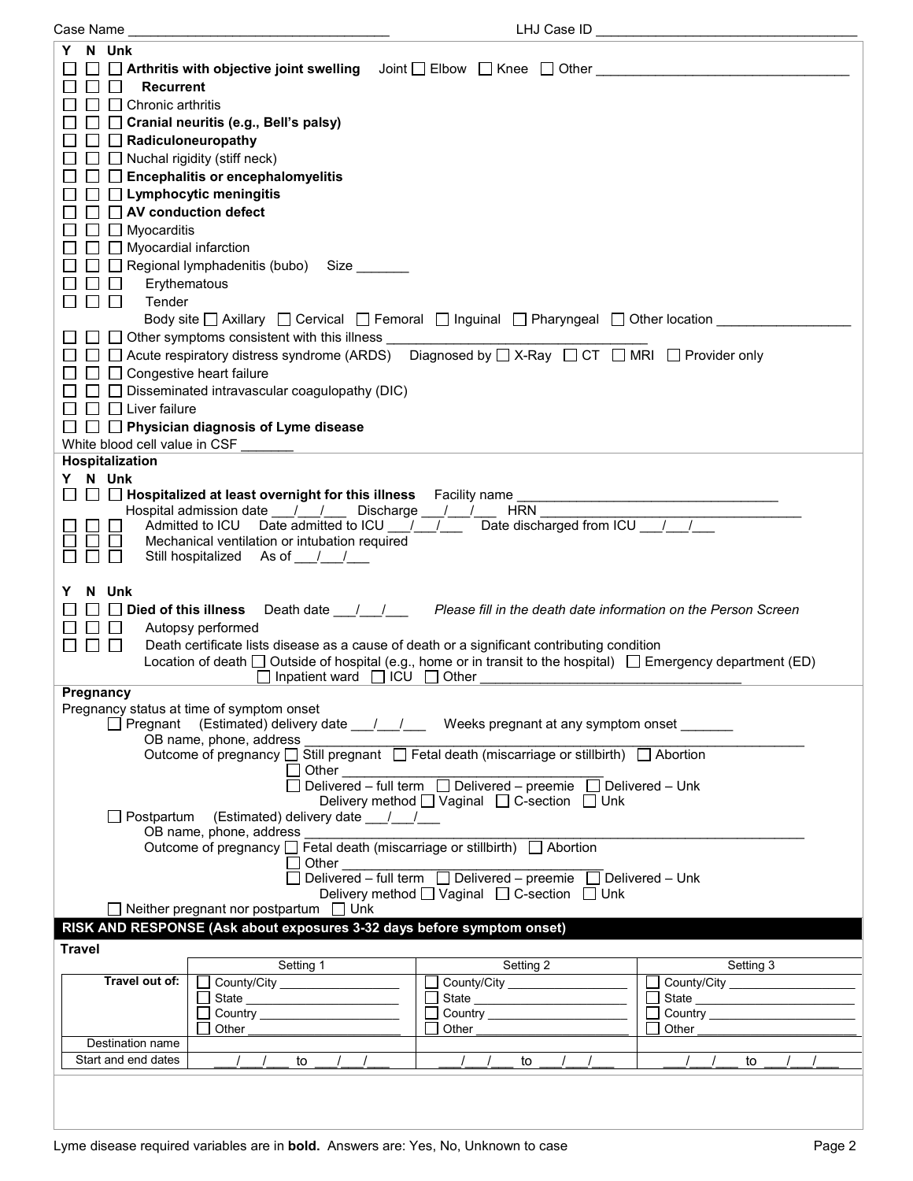Case Name ___________________________________ LHJ Case ID ___________________________________

| Y | N | Unk | |
|---|---|---|---|
| ☐ | ☐ | ☐ | **Arthritis with objective joint swelling** Joint ☐ Elbow ☐ Knee ☐ Other ___________________________________ |
| ☐ | ☐ | ☐ | **Recurrent** |
| ☐ | ☐ | ☐ | Chronic arthritis |
| ☐ | ☐ | ☐ | **Cranial neuritis (e.g., Bell's palsy)** |
| ☐ | ☐ | ☐ | **Radiculoneuropathy** |
| ☐ | ☐ | ☐ | Nuchal rigidity (stiff neck) |
| ☐ | ☐ | ☐ | **Encephalitis or encephalomyelitis** |
| ☐ | ☐ | ☐ | **Lymphocytic meningitis** |
| ☐ | ☐ | ☐ | **AV conduction defect** |
| ☐ | ☐ | ☐ | Myocarditis |
| ☐ | ☐ | ☐ | Myocardial infarction |
| ☐ | ☐ | ☐ | Regional lymphadenitis (bubo) Size _______ |
| ☐ | ☐ | ☐ | Erythematous |
| ☐ | ☐ | ☐ | Tender |
| | | | Body site ☐ Axillary ☐ Cervical ☐ Femoral ☐ Inguinal ☐ Pharyngeal ☐ Other location _________________ |
| ☐ | ☐ | ☐ | Other symptoms consistent with this illness ___________________________________ |
| ☐ | ☐ | ☐ | Acute respiratory distress syndrome (ARDS) Diagnosed by ☐ X-Ray ☐ CT ☐ MRI ☐ Provider only |
| ☐ | ☐ | ☐ | Congestive heart failure |
| ☐ | ☐ | ☐ | Disseminated intravascular coagulopathy (DIC) |
| ☐ | ☐ | ☐ | Liver failure |
| ☐ | ☐ | ☐ | **Physician diagnosis of Lyme disease** |

White blood cell value in CSF _______

**Hospitalization**

| Y | N | Unk | |
|---|---|---|---|
| ☐ | ☐ | ☐ | **Hospitalized at least overnight for this illness** Facility name ___________________________________ |
| | | | Hospital admission date ___/___/___ Discharge ___/___/___ HRN ___________________________________ |
| ☐ | ☐ | ☐ | Admitted to ICU Date admitted to ICU ___/___/___ Date discharged from ICU ___/___/___ |
| ☐ | ☐ | ☐ | Mechanical ventilation or intubation required |
| ☐ | ☐ | ☐ | Still hospitalized As of ___/___/___ |

| Y | N | Unk | |
|---|---|---|---|
| ☐ | ☐ | ☐ | **Died of this illness** Death date ___/___/___ *Please fill in the death date information on the Person Screen* |
| ☐ | ☐ | ☐ | Autopsy performed |
| ☐ | ☐ | ☐ | Death certificate lists disease as a cause of death or a significant contributing condition |
| | | | Location of death ☐ Outside of hospital (e.g., home or in transit to the hospital) ☐ Emergency department (ED) ☐ Inpatient ward ☐ ICU ☐ Other ___________________________________ |

**Pregnancy**

Pregnancy status at time of symptom onset

☐ Pregnant (Estimated) delivery date ___/___/___ Weeks pregnant at any symptom onset _______
OB name, phone, address ___________________________________
Outcome of pregnancy ☐ Still pregnant ☐ Fetal death (miscarriage or stillbirth) ☐ Abortion
☐ Other ___________________________________
☐ Delivered – full term ☐ Delivered – preemie ☐ Delivered – Unk
Delivery method ☐ Vaginal ☐ C-section ☐ Unk

☐ Postpartum (Estimated) delivery date ___/___/___
OB name, phone, address ___________________________________
Outcome of pregnancy ☐ Fetal death (miscarriage or stillbirth) ☐ Abortion
☐ Other ___________________________________
☐ Delivered – full term ☐ Delivered – preemie ☐ Delivered – Unk
Delivery method ☐ Vaginal ☐ C-section ☐ Unk

☐ Neither pregnant nor postpartum ☐ Unk

## RISK AND RESPONSE (Ask about exposures 3-32 days before symptom onset)

**Travel**

| | Setting 1 | Setting 2 | Setting 3 |
|---|---|---|---|
| **Travel out of:** | ☐ County/City ___________ ☐ State ___________ ☐ Country ___________ ☐ Other ___________ | ☐ County/City ___________ ☐ State ___________ ☐ Country ___________ ☐ Other ___________ | ☐ County/City ___________ ☐ State ___________ ☐ Country ___________ ☐ Other ___________ |
| Destination name | | | |
| Start and end dates | ___/___/___ to ___/___/___ | ___/___/___ to ___/___/___ | ___/___/___ to ___/___/___ |

Lyme disease required variables are in **bold**. Answers are: Yes, No, Unknown to case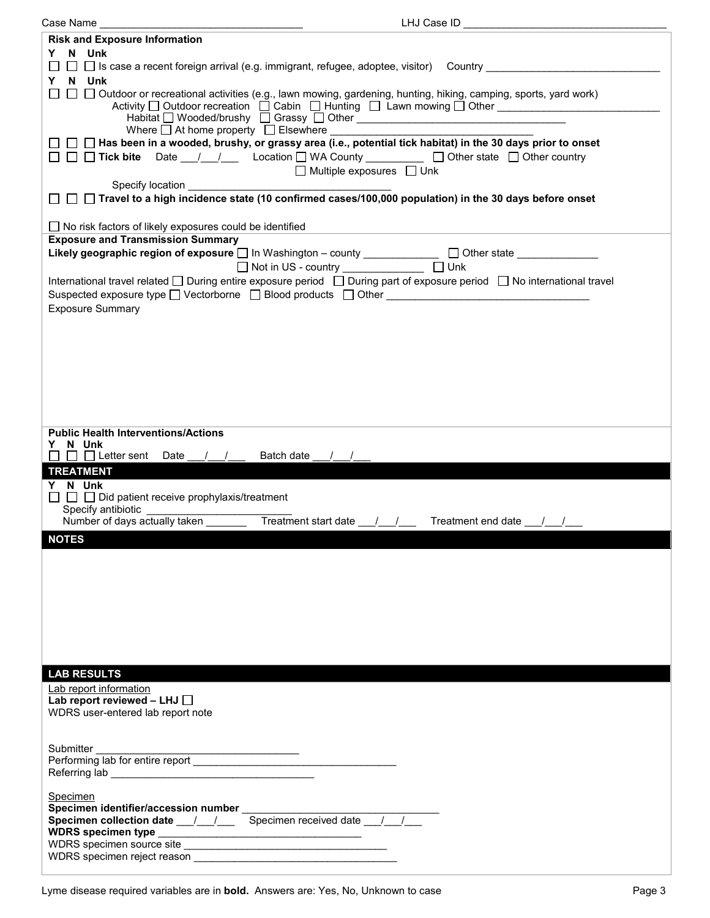Case Name ___________________________________ LHJ Case ID ___________________________________

**Risk and Exposure Information**

**Y N Unk**

☐ ☐ ☐ Is case a recent foreign arrival (e.g. immigrant, refugee, adoptee, visitor) Country ______________________________

**Y N Unk**

☐ ☐ ☐ Outdoor or recreational activities (e.g., lawn mowing, gardening, hunting, hiking, camping, sports, yard work)
Activity ☐ Outdoor recreation ☐ Cabin ☐ Hunting ☐ Lawn mowing ☐ Other ____________________________
Habitat ☐ Wooded/brushy ☐ Grassy ☐ Other ____________________________________
Where ☐ At home property ☐ Elsewhere ___________________________________

☐ ☐ ☐ **Has been in a wooded, brushy, or grassy area (i.e., potential tick habitat) in the 30 days prior to onset**

☐ ☐ ☐ **Tick bite** Date ___/___/___ Location ☐ WA County __________ ☐ Other state ☐ Other country
☐ Multiple exposures ☐ Unk
Specify location ___________________________________

☐ ☐ ☐ **Travel to a high incidence state (10 confirmed cases/100,000 population) in the 30 days before onset**

☐ No risk factors of likely exposures could be identified

**Exposure and Transmission Summary**

**Likely geographic region of exposure** ☐ In Washington – county _____________ ☐ Other state ______________
☐ Not in US - country ______________ ☐ Unk

International travel related ☐ During entire exposure period ☐ During part of exposure period ☐ No international travel

Suspected exposure type ☐ Vectorborne ☐ Blood products ☐ Other ___________________________________

Exposure Summary

**Public Health Interventions/Actions**

**Y N Unk**

☐ ☐ ☐ Letter sent Date ___/___/___ Batch date ___/___/___

## TREATMENT

**Y N Unk**

☐ ☐ ☐ Did patient receive prophylaxis/treatment
Specify antibiotic _________________________
Number of days actually taken _______ Treatment start date ___/___/___ Treatment end date ___/___/___

## NOTES

## LAB RESULTS

Lab report information

**Lab report reviewed – LHJ** ☐

WDRS user-entered lab report note

Submitter ___________________________________
Performing lab for entire report ___________________________________
Referring lab ___________________________________

Specimen

**Specimen identifier/accession number** ___________________________________
**Specimen collection date** ___/___/___ Specimen received date ___/___/___
**WDRS specimen type** ___________________________________
WDRS specimen source site ___________________________________
WDRS specimen reject reason ___________________________________

Lyme disease required variables are in **bold**. Answers are: Yes, No, Unknown to case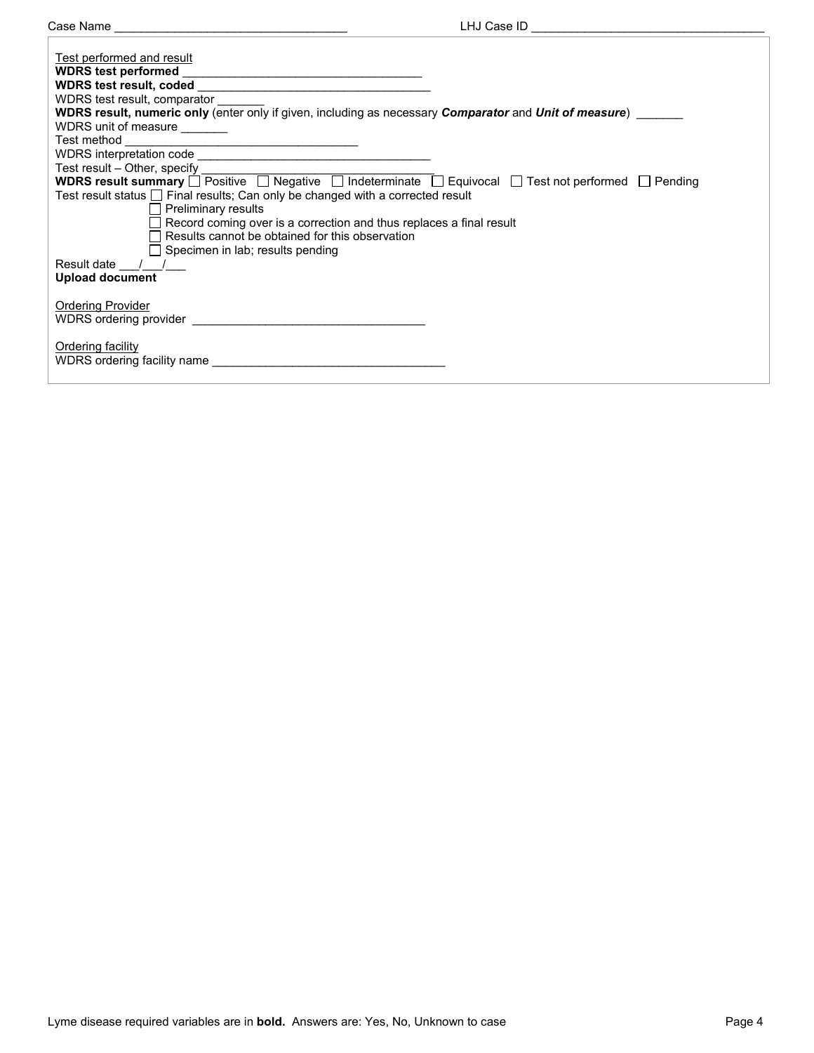Case Name ___________________________________ LHJ Case ID ___________________________________

Test performed and result

**WDRS test performed** ____________________________________

**WDRS test result, coded** ____________________________________

WDRS test result, comparator _______

**WDRS result, numeric only** (enter only if given, including as necessary ***Comparator*** and ***Unit of measure***) _______

WDRS unit of measure _______

Test method ___________________________________

WDRS interpretation code ___________________________________

Test result – Other, specify ___________________________________

**WDRS result summary** ☐ Positive ☐ Negative ☐ Indeterminate ☐ Equivocal ☐ Test not performed ☐ Pending

Test result status
- ☐ Final results; Can only be changed with a corrected result
- ☐ Preliminary results
- ☐ Record coming over is a correction and thus replaces a final result
- ☐ Results cannot be obtained for this observation
- ☐ Specimen in lab; results pending

Result date ___/___/___

**Upload document**

Ordering Provider

WDRS ordering provider ___________________________________

Ordering facility

WDRS ordering facility name ___________________________________

Lyme disease required variables are in **bold.** Answers are: Yes, No, Unknown to case